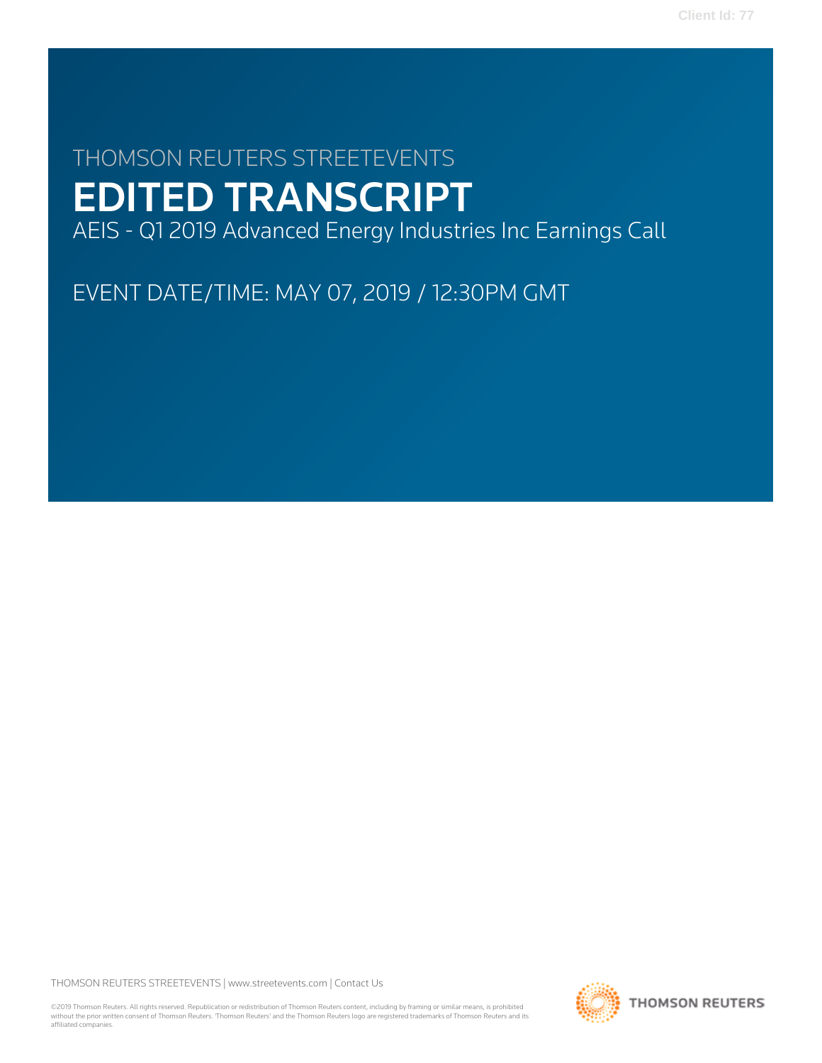THOMSON REUTERS STREETEVENTS

# EDITED TRANSCRIPT

AEIS - Q1 2019 Advanced Energy Industries Inc Earnings Call

EVENT DATE/TIME: MAY 07, 2019 / 12:30PM GMT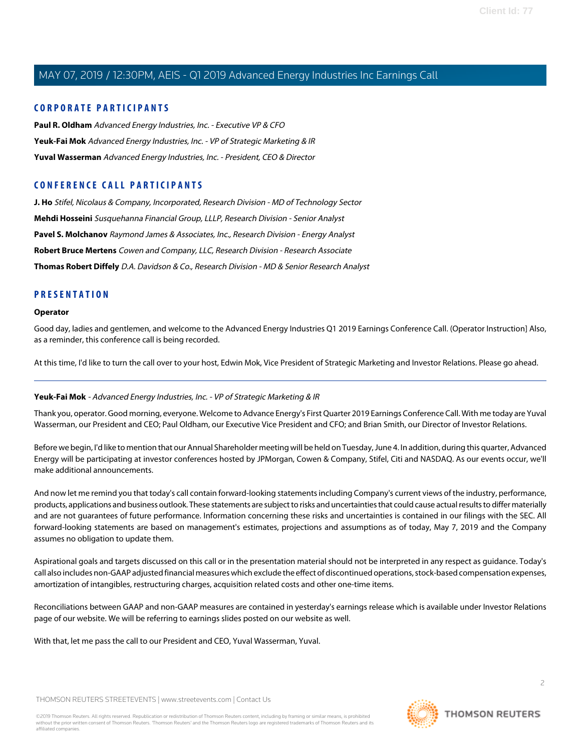## CORPORATE PARTICIPANTS

**Paul R. Oldham** *Advanced Energy Industries, Inc. - Executive VP & CFO*

**Yeuk-Fai Mok** *Advanced Energy Industries, Inc. - VP of Strategic Marketing & IR*

**Yuval Wasserman** *Advanced Energy Industries, Inc. - President, CEO & Director*

## CONFERENCE CALL PARTICIPANTS

**J. Ho** *Stifel, Nicolaus & Company, Incorporated, Research Division - MD of Technology Sector*

**Mehdi Hosseini** *Susquehanna Financial Group, LLLP, Research Division - Senior Analyst*

**Pavel S. Molchanov** *Raymond James & Associates, Inc., Research Division - Energy Analyst*

**Robert Bruce Mertens** *Cowen and Company, LLC, Research Division - Research Associate*

**Thomas Robert Diffely** *D.A. Davidson & Co., Research Division - MD & Senior Research Analyst*

## PRESENTATION

**Operator**

Good day, ladies and gentlemen, and welcome to the Advanced Energy Industries Q1 2019 Earnings Conference Call. (Operator Instruction] Also, as a reminder, this conference call is being recorded.

At this time, I'd like to turn the call over to your host, Edwin Mok, Vice President of Strategic Marketing and Investor Relations. Please go ahead.

---

**Yeuk-Fai Mok** - *Advanced Energy Industries, Inc. - VP of Strategic Marketing & IR*

Thank you, operator. Good morning, everyone. Welcome to Advance Energy's First Quarter 2019 Earnings Conference Call. With me today are Yuval Wasserman, our President and CEO; Paul Oldham, our Executive Vice President and CFO; and Brian Smith, our Director of Investor Relations.

Before we begin, I'd like to mention that our Annual Shareholder meeting will be held on Tuesday, June 4. In addition, during this quarter, Advanced Energy will be participating at investor conferences hosted by JPMorgan, Cowen & Company, Stifel, Citi and NASDAQ. As our events occur, we'll make additional announcements.

And now let me remind you that today's call contain forward-looking statements including Company's current views of the industry, performance, products, applications and business outlook. These statements are subject to risks and uncertainties that could cause actual results to differ materially and are not guarantees of future performance. Information concerning these risks and uncertainties is contained in our filings with the SEC. All forward-looking statements are based on management's estimates, projections and assumptions as of today, May 7, 2019 and the Company assumes no obligation to update them.

Aspirational goals and targets discussed on this call or in the presentation material should not be interpreted in any respect as guidance. Today's call also includes non-GAAP adjusted financial measures which exclude the effect of discontinued operations, stock-based compensation expenses, amortization of intangibles, restructuring charges, acquisition related costs and other one-time items.

Reconciliations between GAAP and non-GAAP measures are contained in yesterday's earnings release which is available under Investor Relations page of our website. We will be referring to earnings slides posted on our website as well.

With that, let me pass the call to our President and CEO, Yuval Wasserman, Yuval.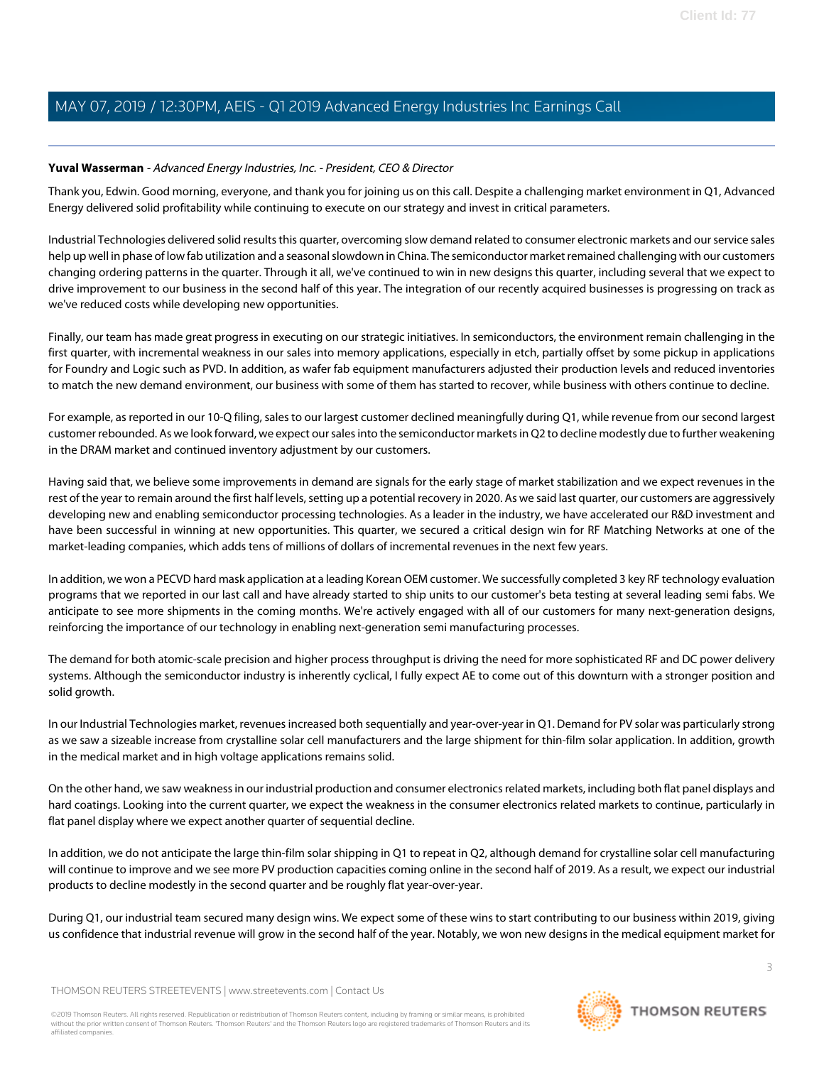**Yuval Wasserman** - *Advanced Energy Industries, Inc. - President, CEO & Director*

Thank you, Edwin. Good morning, everyone, and thank you for joining us on this call. Despite a challenging market environment in Q1, Advanced Energy delivered solid profitability while continuing to execute on our strategy and invest in critical parameters.

Industrial Technologies delivered solid results this quarter, overcoming slow demand related to consumer electronic markets and our service sales help up well in phase of low fab utilization and a seasonal slowdown in China. The semiconductor market remained challenging with our customers changing ordering patterns in the quarter. Through it all, we've continued to win in new designs this quarter, including several that we expect to drive improvement to our business in the second half of this year. The integration of our recently acquired businesses is progressing on track as we've reduced costs while developing new opportunities.

Finally, our team has made great progress in executing on our strategic initiatives. In semiconductors, the environment remain challenging in the first quarter, with incremental weakness in our sales into memory applications, especially in etch, partially offset by some pickup in applications for Foundry and Logic such as PVD. In addition, as wafer fab equipment manufacturers adjusted their production levels and reduced inventories to match the new demand environment, our business with some of them has started to recover, while business with others continue to decline.

For example, as reported in our 10-Q filing, sales to our largest customer declined meaningfully during Q1, while revenue from our second largest customer rebounded. As we look forward, we expect our sales into the semiconductor markets in Q2 to decline modestly due to further weakening in the DRAM market and continued inventory adjustment by our customers.

Having said that, we believe some improvements in demand are signals for the early stage of market stabilization and we expect revenues in the rest of the year to remain around the first half levels, setting up a potential recovery in 2020. As we said last quarter, our customers are aggressively developing new and enabling semiconductor processing technologies. As a leader in the industry, we have accelerated our R&D investment and have been successful in winning at new opportunities. This quarter, we secured a critical design win for RF Matching Networks at one of the market-leading companies, which adds tens of millions of dollars of incremental revenues in the next few years.

In addition, we won a PECVD hard mask application at a leading Korean OEM customer. We successfully completed 3 key RF technology evaluation programs that we reported in our last call and have already started to ship units to our customer's beta testing at several leading semi fabs. We anticipate to see more shipments in the coming months. We're actively engaged with all of our customers for many next-generation designs, reinforcing the importance of our technology in enabling next-generation semi manufacturing processes.

The demand for both atomic-scale precision and higher process throughput is driving the need for more sophisticated RF and DC power delivery systems. Although the semiconductor industry is inherently cyclical, I fully expect AE to come out of this downturn with a stronger position and solid growth.

In our Industrial Technologies market, revenues increased both sequentially and year-over-year in Q1. Demand for PV solar was particularly strong as we saw a sizeable increase from crystalline solar cell manufacturers and the large shipment for thin-film solar application. In addition, growth in the medical market and in high voltage applications remains solid.

On the other hand, we saw weakness in our industrial production and consumer electronics related markets, including both flat panel displays and hard coatings. Looking into the current quarter, we expect the weakness in the consumer electronics related markets to continue, particularly in flat panel display where we expect another quarter of sequential decline.

In addition, we do not anticipate the large thin-film solar shipping in Q1 to repeat in Q2, although demand for crystalline solar cell manufacturing will continue to improve and we see more PV production capacities coming online in the second half of 2019. As a result, we expect our industrial products to decline modestly in the second quarter and be roughly flat year-over-year.

During Q1, our industrial team secured many design wins. We expect some of these wins to start contributing to our business within 2019, giving us confidence that industrial revenue will grow in the second half of the year. Notably, we won new designs in the medical equipment market for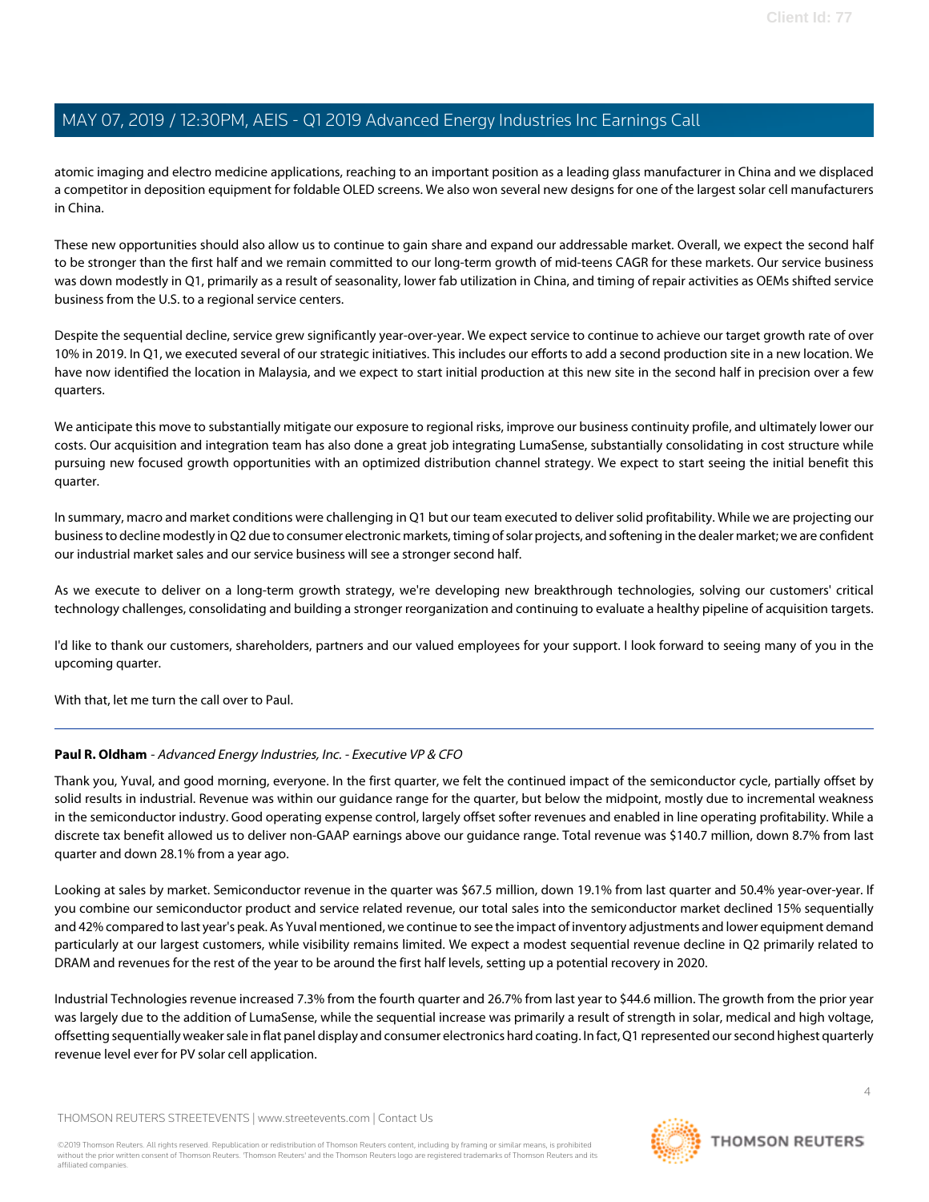atomic imaging and electro medicine applications, reaching to an important position as a leading glass manufacturer in China and we displaced a competitor in deposition equipment for foldable OLED screens. We also won several new designs for one of the largest solar cell manufacturers in China.

These new opportunities should also allow us to continue to gain share and expand our addressable market. Overall, we expect the second half to be stronger than the first half and we remain committed to our long-term growth of mid-teens CAGR for these markets. Our service business was down modestly in Q1, primarily as a result of seasonality, lower fab utilization in China, and timing of repair activities as OEMs shifted service business from the U.S. to a regional service centers.

Despite the sequential decline, service grew significantly year-over-year. We expect service to continue to achieve our target growth rate of over 10% in 2019. In Q1, we executed several of our strategic initiatives. This includes our efforts to add a second production site in a new location. We have now identified the location in Malaysia, and we expect to start initial production at this new site in the second half in precision over a few quarters.

We anticipate this move to substantially mitigate our exposure to regional risks, improve our business continuity profile, and ultimately lower our costs. Our acquisition and integration team has also done a great job integrating LumaSense, substantially consolidating in cost structure while pursuing new focused growth opportunities with an optimized distribution channel strategy. We expect to start seeing the initial benefit this quarter.

In summary, macro and market conditions were challenging in Q1 but our team executed to deliver solid profitability. While we are projecting our business to decline modestly in Q2 due to consumer electronic markets, timing of solar projects, and softening in the dealer market; we are confident our industrial market sales and our service business will see a stronger second half.

As we execute to deliver on a long-term growth strategy, we're developing new breakthrough technologies, solving our customers' critical technology challenges, consolidating and building a stronger reorganization and continuing to evaluate a healthy pipeline of acquisition targets.

I'd like to thank our customers, shareholders, partners and our valued employees for your support. I look forward to seeing many of you in the upcoming quarter.

With that, let me turn the call over to Paul.

---

**Paul R. Oldham** - *Advanced Energy Industries, Inc. - Executive VP & CFO*

Thank you, Yuval, and good morning, everyone. In the first quarter, we felt the continued impact of the semiconductor cycle, partially offset by solid results in industrial. Revenue was within our guidance range for the quarter, but below the midpoint, mostly due to incremental weakness in the semiconductor industry. Good operating expense control, largely offset softer revenues and enabled in line operating profitability. While a discrete tax benefit allowed us to deliver non-GAAP earnings above our guidance range. Total revenue was $140.7 million, down 8.7% from last quarter and down 28.1% from a year ago.

Looking at sales by market. Semiconductor revenue in the quarter was $67.5 million, down 19.1% from last quarter and 50.4% year-over-year. If you combine our semiconductor product and service related revenue, our total sales into the semiconductor market declined 15% sequentially and 42% compared to last year's peak. As Yuval mentioned, we continue to see the impact of inventory adjustments and lower equipment demand particularly at our largest customers, while visibility remains limited. We expect a modest sequential revenue decline in Q2 primarily related to DRAM and revenues for the rest of the year to be around the first half levels, setting up a potential recovery in 2020.

Industrial Technologies revenue increased 7.3% from the fourth quarter and 26.7% from last year to $44.6 million. The growth from the prior year was largely due to the addition of LumaSense, while the sequential increase was primarily a result of strength in solar, medical and high voltage, offsetting sequentially weaker sale in flat panel display and consumer electronics hard coating. In fact, Q1 represented our second highest quarterly revenue level ever for PV solar cell application.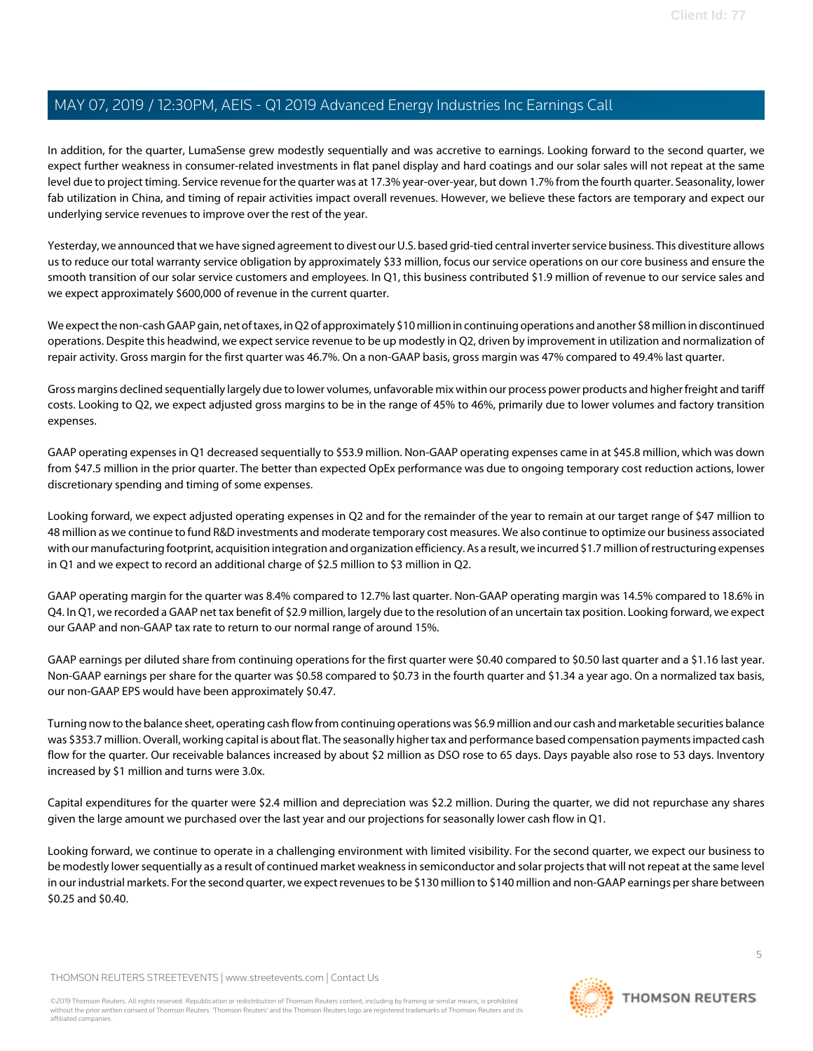In addition, for the quarter, LumaSense grew modestly sequentially and was accretive to earnings. Looking forward to the second quarter, we expect further weakness in consumer-related investments in flat panel display and hard coatings and our solar sales will not repeat at the same level due to project timing. Service revenue for the quarter was at 17.3% year-over-year, but down 1.7% from the fourth quarter. Seasonality, lower fab utilization in China, and timing of repair activities impact overall revenues. However, we believe these factors are temporary and expect our underlying service revenues to improve over the rest of the year.

Yesterday, we announced that we have signed agreement to divest our U.S. based grid-tied central inverter service business. This divestiture allows us to reduce our total warranty service obligation by approximately $33 million, focus our service operations on our core business and ensure the smooth transition of our solar service customers and employees. In Q1, this business contributed $1.9 million of revenue to our service sales and we expect approximately $600,000 of revenue in the current quarter.

We expect the non-cash GAAP gain, net of taxes, in Q2 of approximately $10 million in continuing operations and another $8 million in discontinued operations. Despite this headwind, we expect service revenue to be up modestly in Q2, driven by improvement in utilization and normalization of repair activity. Gross margin for the first quarter was 46.7%. On a non-GAAP basis, gross margin was 47% compared to 49.4% last quarter.

Gross margins declined sequentially largely due to lower volumes, unfavorable mix within our process power products and higher freight and tariff costs. Looking to Q2, we expect adjusted gross margins to be in the range of 45% to 46%, primarily due to lower volumes and factory transition expenses.

GAAP operating expenses in Q1 decreased sequentially to $53.9 million. Non-GAAP operating expenses came in at $45.8 million, which was down from $47.5 million in the prior quarter. The better than expected OpEx performance was due to ongoing temporary cost reduction actions, lower discretionary spending and timing of some expenses.

Looking forward, we expect adjusted operating expenses in Q2 and for the remainder of the year to remain at our target range of $47 million to 48 million as we continue to fund R&D investments and moderate temporary cost measures. We also continue to optimize our business associated with our manufacturing footprint, acquisition integration and organization efficiency. As a result, we incurred $1.7 million of restructuring expenses in Q1 and we expect to record an additional charge of $2.5 million to $3 million in Q2.

GAAP operating margin for the quarter was 8.4% compared to 12.7% last quarter. Non-GAAP operating margin was 14.5% compared to 18.6% in Q4. In Q1, we recorded a GAAP net tax benefit of $2.9 million, largely due to the resolution of an uncertain tax position. Looking forward, we expect our GAAP and non-GAAP tax rate to return to our normal range of around 15%.

GAAP earnings per diluted share from continuing operations for the first quarter were $0.40 compared to $0.50 last quarter and a $1.16 last year. Non-GAAP earnings per share for the quarter was $0.58 compared to $0.73 in the fourth quarter and $1.34 a year ago. On a normalized tax basis, our non-GAAP EPS would have been approximately $0.47.

Turning now to the balance sheet, operating cash flow from continuing operations was $6.9 million and our cash and marketable securities balance was $353.7 million. Overall, working capital is about flat. The seasonally higher tax and performance based compensation payments impacted cash flow for the quarter. Our receivable balances increased by about $2 million as DSO rose to 65 days. Days payable also rose to 53 days. Inventory increased by $1 million and turns were 3.0x.

Capital expenditures for the quarter were $2.4 million and depreciation was $2.2 million. During the quarter, we did not repurchase any shares given the large amount we purchased over the last year and our projections for seasonally lower cash flow in Q1.

Looking forward, we continue to operate in a challenging environment with limited visibility. For the second quarter, we expect our business to be modestly lower sequentially as a result of continued market weakness in semiconductor and solar projects that will not repeat at the same level in our industrial markets. For the second quarter, we expect revenues to be $130 million to $140 million and non-GAAP earnings per share between $0.25 and $0.40.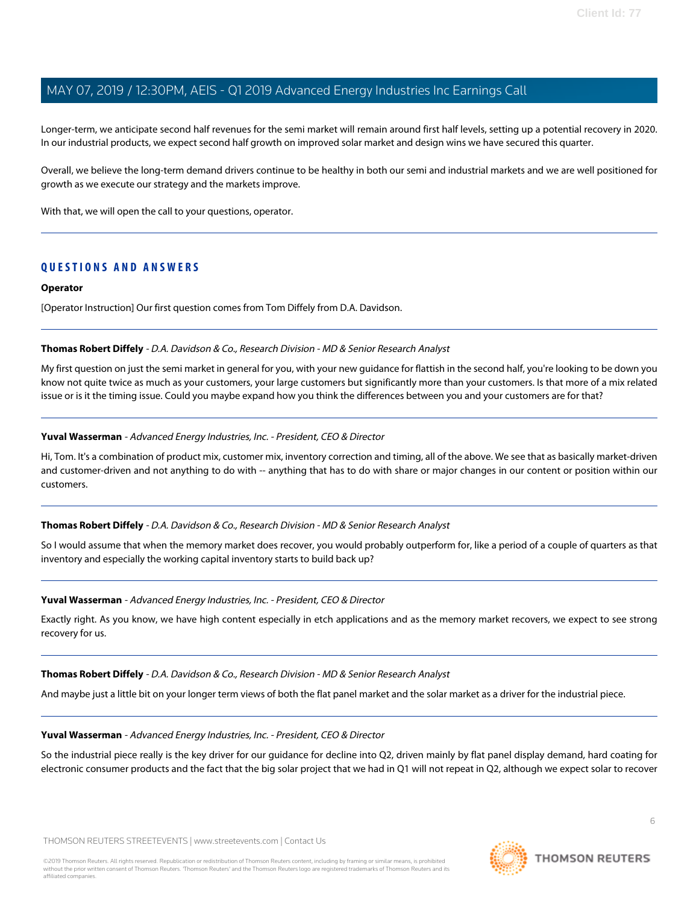Longer-term, we anticipate second half revenues for the semi market will remain around first half levels, setting up a potential recovery in 2020. In our industrial products, we expect second half growth on improved solar market and design wins we have secured this quarter.

Overall, we believe the long-term demand drivers continue to be healthy in both our semi and industrial markets and we are well positioned for growth as we execute our strategy and the markets improve.

With that, we will open the call to your questions, operator.

---

## QUESTIONS AND ANSWERS

**Operator**

[Operator Instruction] Our first question comes from Tom Diffely from D.A. Davidson.

---

**Thomas Robert Diffely** - *D.A. Davidson & Co., Research Division - MD & Senior Research Analyst*

My first question on just the semi market in general for you, with your new guidance for flattish in the second half, you're looking to be down you know not quite twice as much as your customers, your large customers but significantly more than your customers. Is that more of a mix related issue or is it the timing issue. Could you maybe expand how you think the differences between you and your customers are for that?

---

**Yuval Wasserman** - *Advanced Energy Industries, Inc. - President, CEO & Director*

Hi, Tom. It's a combination of product mix, customer mix, inventory correction and timing, all of the above. We see that as basically market-driven and customer-driven and not anything to do with -- anything that has to do with share or major changes in our content or position within our customers.

---

**Thomas Robert Diffely** - *D.A. Davidson & Co., Research Division - MD & Senior Research Analyst*

So I would assume that when the memory market does recover, you would probably outperform for, like a period of a couple of quarters as that inventory and especially the working capital inventory starts to build back up?

---

**Yuval Wasserman** - *Advanced Energy Industries, Inc. - President, CEO & Director*

Exactly right. As you know, we have high content especially in etch applications and as the memory market recovers, we expect to see strong recovery for us.

---

**Thomas Robert Diffely** - *D.A. Davidson & Co., Research Division - MD & Senior Research Analyst*

And maybe just a little bit on your longer term views of both the flat panel market and the solar market as a driver for the industrial piece.

---

**Yuval Wasserman** - *Advanced Energy Industries, Inc. - President, CEO & Director*

So the industrial piece really is the key driver for our guidance for decline into Q2, driven mainly by flat panel display demand, hard coating for electronic consumer products and the fact that the big solar project that we had in Q1 will not repeat in Q2, although we expect solar to recover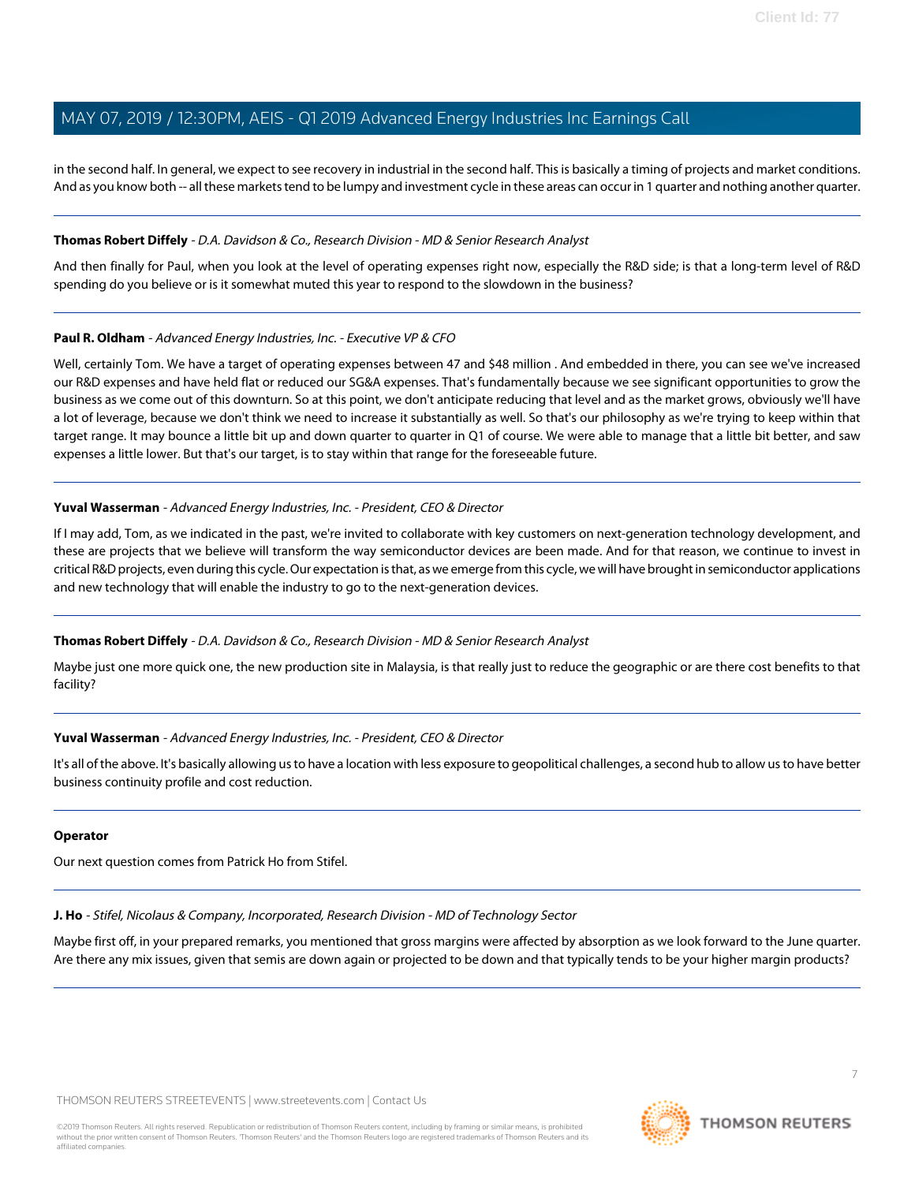in the second half. In general, we expect to see recovery in industrial in the second half. This is basically a timing of projects and market conditions. And as you know both -- all these markets tend to be lumpy and investment cycle in these areas can occur in 1 quarter and nothing another quarter.

---

**Thomas Robert Diffely** - *D.A. Davidson & Co., Research Division - MD & Senior Research Analyst*

And then finally for Paul, when you look at the level of operating expenses right now, especially the R&D side; is that a long-term level of R&D spending do you believe or is it somewhat muted this year to respond to the slowdown in the business?

---

**Paul R. Oldham** - *Advanced Energy Industries, Inc. - Executive VP & CFO*

Well, certainly Tom. We have a target of operating expenses between 47 and $48 million . And embedded in there, you can see we've increased our R&D expenses and have held flat or reduced our SG&A expenses. That's fundamentally because we see significant opportunities to grow the business as we come out of this downturn. So at this point, we don't anticipate reducing that level and as the market grows, obviously we'll have a lot of leverage, because we don't think we need to increase it substantially as well. So that's our philosophy as we're trying to keep within that target range. It may bounce a little bit up and down quarter to quarter in Q1 of course. We were able to manage that a little bit better, and saw expenses a little lower. But that's our target, is to stay within that range for the foreseeable future.

---

**Yuval Wasserman** - *Advanced Energy Industries, Inc. - President, CEO & Director*

If I may add, Tom, as we indicated in the past, we're invited to collaborate with key customers on next-generation technology development, and these are projects that we believe will transform the way semiconductor devices are been made. And for that reason, we continue to invest in critical R&D projects, even during this cycle. Our expectation is that, as we emerge from this cycle, we will have brought in semiconductor applications and new technology that will enable the industry to go to the next-generation devices.

---

**Thomas Robert Diffely** - *D.A. Davidson & Co., Research Division - MD & Senior Research Analyst*

Maybe just one more quick one, the new production site in Malaysia, is that really just to reduce the geographic or are there cost benefits to that facility?

---

**Yuval Wasserman** - *Advanced Energy Industries, Inc. - President, CEO & Director*

It's all of the above. It's basically allowing us to have a location with less exposure to geopolitical challenges, a second hub to allow us to have better business continuity profile and cost reduction.

---

**Operator**

Our next question comes from Patrick Ho from Stifel.

---

**J. Ho** - *Stifel, Nicolaus & Company, Incorporated, Research Division - MD of Technology Sector*

Maybe first off, in your prepared remarks, you mentioned that gross margins were affected by absorption as we look forward to the June quarter. Are there any mix issues, given that semis are down again or projected to be down and that typically tends to be your higher margin products?

---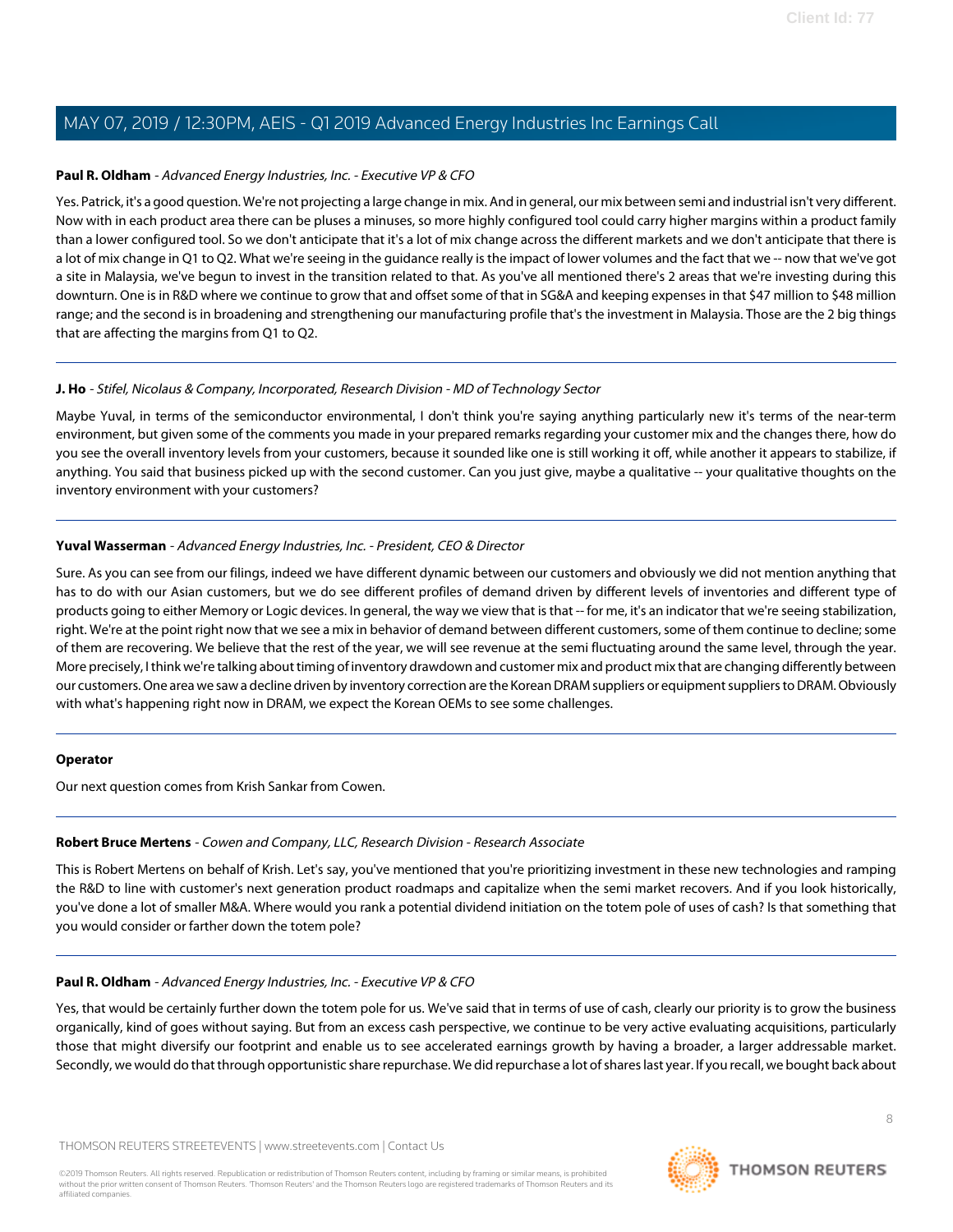**Paul R. Oldham** - *Advanced Energy Industries, Inc. - Executive VP & CFO*

Yes. Patrick, it's a good question. We're not projecting a large change in mix. And in general, our mix between semi and industrial isn't very different. Now with in each product area there can be pluses a minuses, so more highly configured tool could carry higher margins within a product family than a lower configured tool. So we don't anticipate that it's a lot of mix change across the different markets and we don't anticipate that there is a lot of mix change in Q1 to Q2. What we're seeing in the guidance really is the impact of lower volumes and the fact that we -- now that we've got a site in Malaysia, we've begun to invest in the transition related to that. As you've all mentioned there's 2 areas that we're investing during this downturn. One is in R&D where we continue to grow that and offset some of that in SG&A and keeping expenses in that $47 million to $48 million range; and the second is in broadening and strengthening our manufacturing profile that's the investment in Malaysia. Those are the 2 big things that are affecting the margins from Q1 to Q2.

---

**J. Ho** - *Stifel, Nicolaus & Company, Incorporated, Research Division - MD of Technology Sector*

Maybe Yuval, in terms of the semiconductor environmental, I don't think you're saying anything particularly new it's terms of the near-term environment, but given some of the comments you made in your prepared remarks regarding your customer mix and the changes there, how do you see the overall inventory levels from your customers, because it sounded like one is still working it off, while another it appears to stabilize, if anything. You said that business picked up with the second customer. Can you just give, maybe a qualitative -- your qualitative thoughts on the inventory environment with your customers?

---

**Yuval Wasserman** - *Advanced Energy Industries, Inc. - President, CEO & Director*

Sure. As you can see from our filings, indeed we have different dynamic between our customers and obviously we did not mention anything that has to do with our Asian customers, but we do see different profiles of demand driven by different levels of inventories and different type of products going to either Memory or Logic devices. In general, the way we view that is that -- for me, it's an indicator that we're seeing stabilization, right. We're at the point right now that we see a mix in behavior of demand between different customers, some of them continue to decline; some of them are recovering. We believe that the rest of the year, we will see revenue at the semi fluctuating around the same level, through the year. More precisely, I think we're talking about timing of inventory drawdown and customer mix and product mix that are changing differently between our customers. One area we saw a decline driven by inventory correction are the Korean DRAM suppliers or equipment suppliers to DRAM. Obviously with what's happening right now in DRAM, we expect the Korean OEMs to see some challenges.

---

**Operator**

Our next question comes from Krish Sankar from Cowen.

---

**Robert Bruce Mertens** - *Cowen and Company, LLC, Research Division - Research Associate*

This is Robert Mertens on behalf of Krish. Let's say, you've mentioned that you're prioritizing investment in these new technologies and ramping the R&D to line with customer's next generation product roadmaps and capitalize when the semi market recovers. And if you look historically, you've done a lot of smaller M&A. Where would you rank a potential dividend initiation on the totem pole of uses of cash? Is that something that you would consider or farther down the totem pole?

---

**Paul R. Oldham** - *Advanced Energy Industries, Inc. - Executive VP & CFO*

Yes, that would be certainly further down the totem pole for us. We've said that in terms of use of cash, clearly our priority is to grow the business organically, kind of goes without saying. But from an excess cash perspective, we continue to be very active evaluating acquisitions, particularly those that might diversify our footprint and enable us to see accelerated earnings growth by having a broader, a larger addressable market. Secondly, we would do that through opportunistic share repurchase. We did repurchase a lot of shares last year. If you recall, we bought back about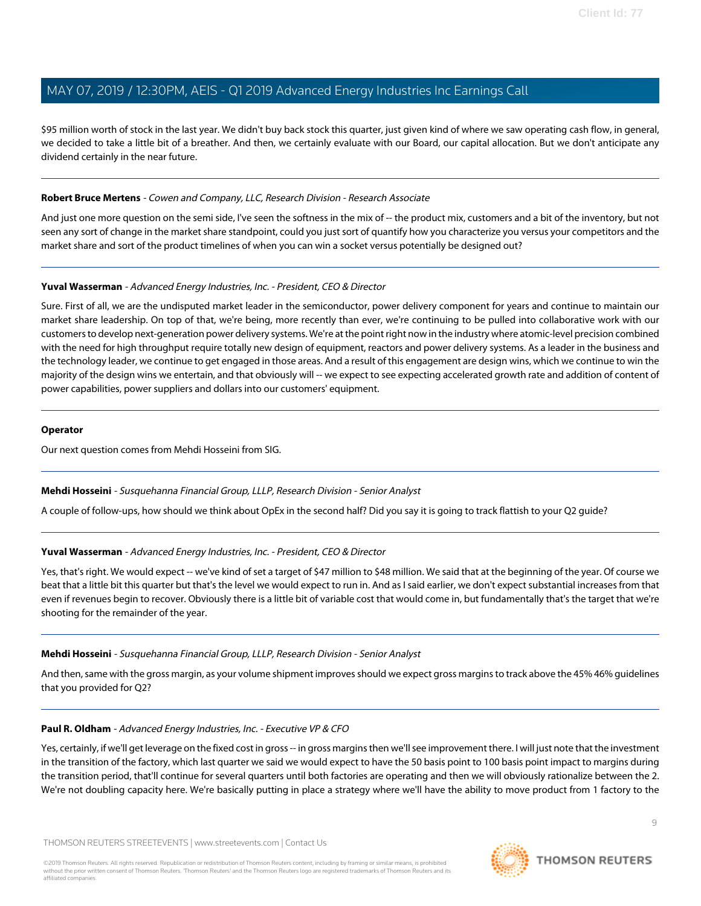$95 million worth of stock in the last year. We didn't buy back stock this quarter, just given kind of where we saw operating cash flow, in general, we decided to take a little bit of a breather. And then, we certainly evaluate with our Board, our capital allocation. But we don't anticipate any dividend certainly in the near future.

---

**Robert Bruce Mertens** - *Cowen and Company, LLC, Research Division - Research Associate*

And just one more question on the semi side, I've seen the softness in the mix of -- the product mix, customers and a bit of the inventory, but not seen any sort of change in the market share standpoint, could you just sort of quantify how you characterize you versus your competitors and the market share and sort of the product timelines of when you can win a socket versus potentially be designed out?

---

**Yuval Wasserman** - *Advanced Energy Industries, Inc. - President, CEO & Director*

Sure. First of all, we are the undisputed market leader in the semiconductor, power delivery component for years and continue to maintain our market share leadership. On top of that, we're being, more recently than ever, we're continuing to be pulled into collaborative work with our customers to develop next-generation power delivery systems. We're at the point right now in the industry where atomic-level precision combined with the need for high throughput require totally new design of equipment, reactors and power delivery systems. As a leader in the business and the technology leader, we continue to get engaged in those areas. And a result of this engagement are design wins, which we continue to win the majority of the design wins we entertain, and that obviously will -- we expect to see expecting accelerated growth rate and addition of content of power capabilities, power suppliers and dollars into our customers' equipment.

---

**Operator**

Our next question comes from Mehdi Hosseini from SIG.

---

**Mehdi Hosseini** - *Susquehanna Financial Group, LLLP, Research Division - Senior Analyst*

A couple of follow-ups, how should we think about OpEx in the second half? Did you say it is going to track flattish to your Q2 guide?

---

**Yuval Wasserman** - *Advanced Energy Industries, Inc. - President, CEO & Director*

Yes, that's right. We would expect -- we've kind of set a target of $47 million to $48 million. We said that at the beginning of the year. Of course we beat that a little bit this quarter but that's the level we would expect to run in. And as I said earlier, we don't expect substantial increases from that even if revenues begin to recover. Obviously there is a little bit of variable cost that would come in, but fundamentally that's the target that we're shooting for the remainder of the year.

---

**Mehdi Hosseini** - *Susquehanna Financial Group, LLLP, Research Division - Senior Analyst*

And then, same with the gross margin, as your volume shipment improves should we expect gross margins to track above the 45% 46% guidelines that you provided for Q2?

---

**Paul R. Oldham** - *Advanced Energy Industries, Inc. - Executive VP & CFO*

Yes, certainly, if we'll get leverage on the fixed cost in gross -- in gross margins then we'll see improvement there. I will just note that the investment in the transition of the factory, which last quarter we said we would expect to have the 50 basis point to 100 basis point impact to margins during the transition period, that'll continue for several quarters until both factories are operating and then we will obviously rationalize between the 2. We're not doubling capacity here. We're basically putting in place a strategy where we'll have the ability to move product from 1 factory to the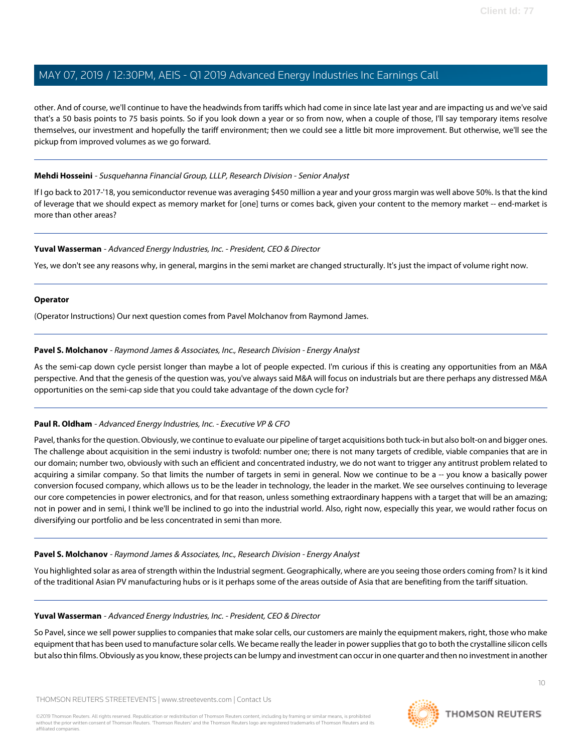other. And of course, we'll continue to have the headwinds from tariffs which had come in since late last year and are impacting us and we've said that's a 50 basis points to 75 basis points. So if you look down a year or so from now, when a couple of those, I'll say temporary items resolve themselves, our investment and hopefully the tariff environment; then we could see a little bit more improvement. But otherwise, we'll see the pickup from improved volumes as we go forward.

---

**Mehdi Hosseini** - *Susquehanna Financial Group, LLLP, Research Division - Senior Analyst*

If I go back to 2017-'18, you semiconductor revenue was averaging $450 million a year and your gross margin was well above 50%. Is that the kind of leverage that we should expect as memory market for [one] turns or comes back, given your content to the memory market -- end-market is more than other areas?

---

**Yuval Wasserman** - *Advanced Energy Industries, Inc. - President, CEO & Director*

Yes, we don't see any reasons why, in general, margins in the semi market are changed structurally. It's just the impact of volume right now.

---

**Operator**

(Operator Instructions) Our next question comes from Pavel Molchanov from Raymond James.

---

**Pavel S. Molchanov** - *Raymond James & Associates, Inc., Research Division - Energy Analyst*

As the semi-cap down cycle persist longer than maybe a lot of people expected. I'm curious if this is creating any opportunities from an M&A perspective. And that the genesis of the question was, you've always said M&A will focus on industrials but are there perhaps any distressed M&A opportunities on the semi-cap side that you could take advantage of the down cycle for?

---

**Paul R. Oldham** - *Advanced Energy Industries, Inc. - Executive VP & CFO*

Pavel, thanks for the question. Obviously, we continue to evaluate our pipeline of target acquisitions both tuck-in but also bolt-on and bigger ones. The challenge about acquisition in the semi industry is twofold: number one; there is not many targets of credible, viable companies that are in our domain; number two, obviously with such an efficient and concentrated industry, we do not want to trigger any antitrust problem related to acquiring a similar company. So that limits the number of targets in semi in general. Now we continue to be a -- you know a basically power conversion focused company, which allows us to be the leader in technology, the leader in the market. We see ourselves continuing to leverage our core competencies in power electronics, and for that reason, unless something extraordinary happens with a target that will be an amazing; not in power and in semi, I think we'll be inclined to go into the industrial world. Also, right now, especially this year, we would rather focus on diversifying our portfolio and be less concentrated in semi than more.

---

**Pavel S. Molchanov** - *Raymond James & Associates, Inc., Research Division - Energy Analyst*

You highlighted solar as area of strength within the Industrial segment. Geographically, where are you seeing those orders coming from? Is it kind of the traditional Asian PV manufacturing hubs or is it perhaps some of the areas outside of Asia that are benefiting from the tariff situation.

---

**Yuval Wasserman** - *Advanced Energy Industries, Inc. - President, CEO & Director*

So Pavel, since we sell power supplies to companies that make solar cells, our customers are mainly the equipment makers, right, those who make equipment that has been used to manufacture solar cells. We became really the leader in power supplies that go to both the crystalline silicon cells but also thin films. Obviously as you know, these projects can be lumpy and investment can occur in one quarter and then no investment in another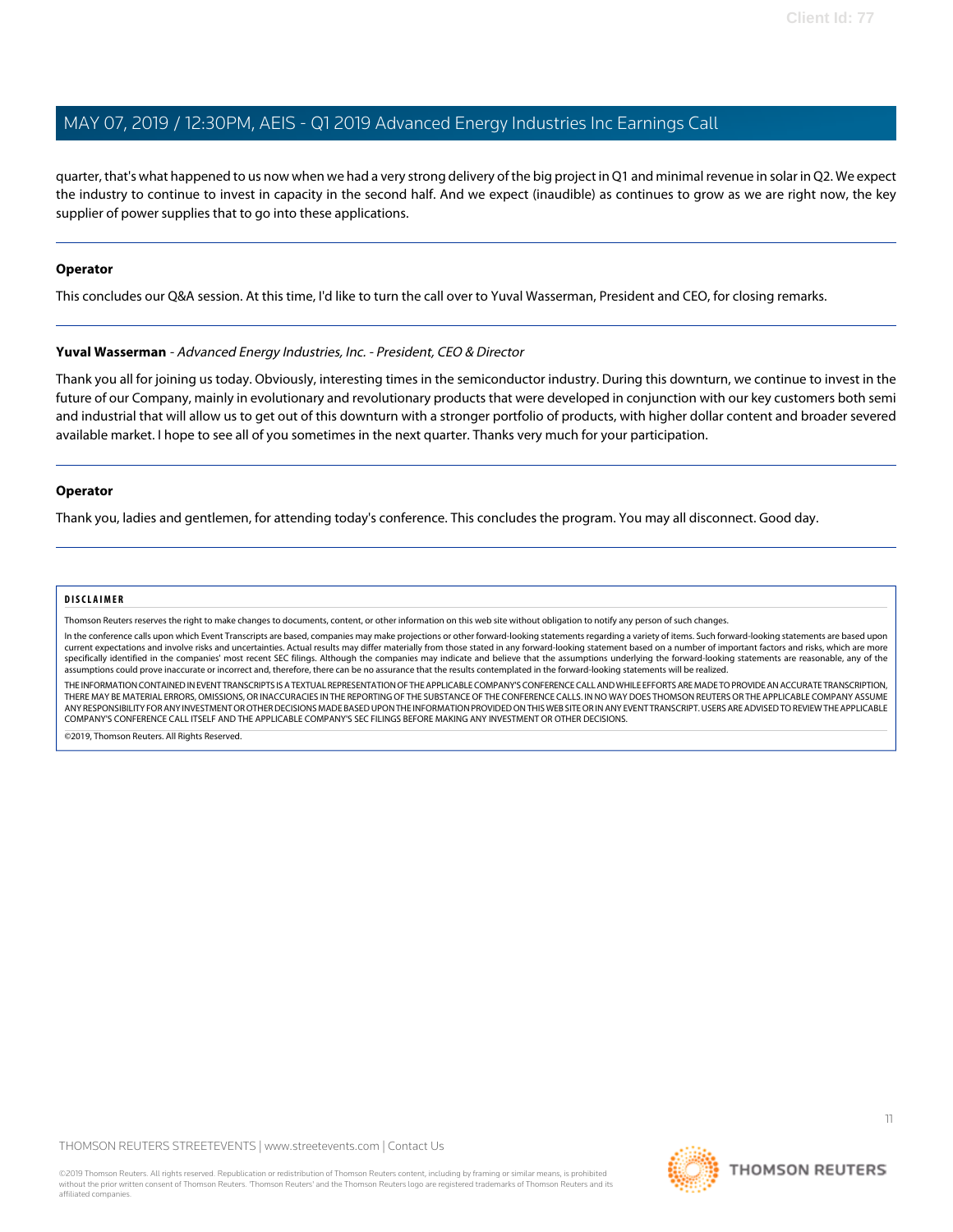quarter, that's what happened to us now when we had a very strong delivery of the big project in Q1 and minimal revenue in solar in Q2. We expect the industry to continue to invest in capacity in the second half. And we expect (inaudible) as continues to grow as we are right now, the key supplier of power supplies that to go into these applications.

---

**Operator**

This concludes our Q&A session. At this time, I'd like to turn the call over to Yuval Wasserman, President and CEO, for closing remarks.

---

**Yuval Wasserman** - *Advanced Energy Industries, Inc. - President, CEO & Director*

Thank you all for joining us today. Obviously, interesting times in the semiconductor industry. During this downturn, we continue to invest in the future of our Company, mainly in evolutionary and revolutionary products that were developed in conjunction with our key customers both semi and industrial that will allow us to get out of this downturn with a stronger portfolio of products, with higher dollar content and broader severed available market. I hope to see all of you sometimes in the next quarter. Thanks very much for your participation.

---

**Operator**

Thank you, ladies and gentlemen, for attending today's conference. This concludes the program. You may all disconnect. Good day.

---

**DISCLAIMER**

Thomson Reuters reserves the right to make changes to documents, content, or other information on this web site without obligation to notify any person of such changes.

In the conference calls upon which Event Transcripts are based, companies may make projections or other forward-looking statements regarding a variety of items. Such forward-looking statements are based upon current expectations and involve risks and uncertainties. Actual results may differ materially from those stated in any forward-looking statement based on a number of important factors and risks, which are more specifically identified in the companies' most recent SEC filings. Although the companies may indicate and believe that the assumptions underlying the forward-looking statements are reasonable, any of the assumptions could prove inaccurate or incorrect and, therefore, there can be no assurance that the results contemplated in the forward-looking statements will be realized.

THE INFORMATION CONTAINED IN EVENT TRANSCRIPTS IS A TEXTUAL REPRESENTATION OF THE APPLICABLE COMPANY'S CONFERENCE CALL AND WHILE EFFORTS ARE MADE TO PROVIDE AN ACCURATE TRANSCRIPTION, THERE MAY BE MATERIAL ERRORS, OMISSIONS, OR INACCURACIES IN THE REPORTING OF THE SUBSTANCE OF THE CONFERENCE CALLS. IN NO WAY DOES THOMSON REUTERS OR THE APPLICABLE COMPANY ASSUME ANY RESPONSIBILITY FOR ANY INVESTMENT OR OTHER DECISIONS MADE BASED UPON THE INFORMATION PROVIDED ON THIS WEB SITE OR IN ANY EVENT TRANSCRIPT. USERS ARE ADVISED TO REVIEW THE APPLICABLE COMPANY'S CONFERENCE CALL ITSELF AND THE APPLICABLE COMPANY'S SEC FILINGS BEFORE MAKING ANY INVESTMENT OR OTHER DECISIONS.

©2019, Thomson Reuters. All Rights Reserved.